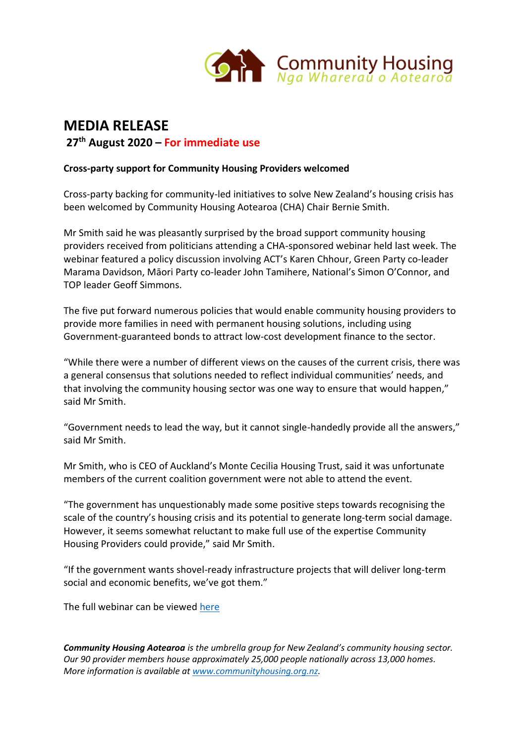Community Housing
Nga Wharerau o Aotearoa

# MEDIA RELEASE

**27th August 2020 – For immediate use**

**Cross-party support for Community Housing Providers welcomed**

Cross-party backing for community-led initiatives to solve New Zealand's housing crisis has been welcomed by Community Housing Aotearoa (CHA) Chair Bernie Smith.

Mr Smith said he was pleasantly surprised by the broad support community housing providers received from politicians attending a CHA-sponsored webinar held last week. The webinar featured a policy discussion involving ACT's Karen Chhour, Green Party co-leader Marama Davidson, Māori Party co-leader John Tamihere, National's Simon O'Connor, and TOP leader Geoff Simmons.

The five put forward numerous policies that would enable community housing providers to provide more families in need with permanent housing solutions, including using Government-guaranteed bonds to attract low-cost development finance to the sector.

"While there were a number of different views on the causes of the current crisis, there was a general consensus that solutions needed to reflect individual communities' needs, and that involving the community housing sector was one way to ensure that would happen," said Mr Smith.

"Government needs to lead the way, but it cannot single-handedly provide all the answers," said Mr Smith.

Mr Smith, who is CEO of Auckland's Monte Cecilia Housing Trust, said it was unfortunate members of the current coalition government were not able to attend the event.

"The government has unquestionably made some positive steps towards recognising the scale of the country's housing crisis and its potential to generate long-term social damage. However, it seems somewhat reluctant to make full use of the expertise Community Housing Providers could provide," said Mr Smith.

"If the government wants shovel-ready infrastructure projects that will deliver long-term social and economic benefits, we've got them."

The full webinar can be viewed here

***Community Housing Aotearoa** is the umbrella group for New Zealand's community housing sector. Our 90 provider members house approximately 25,000 people nationally across 13,000 homes. More information is available at www.communityhousing.org.nz.*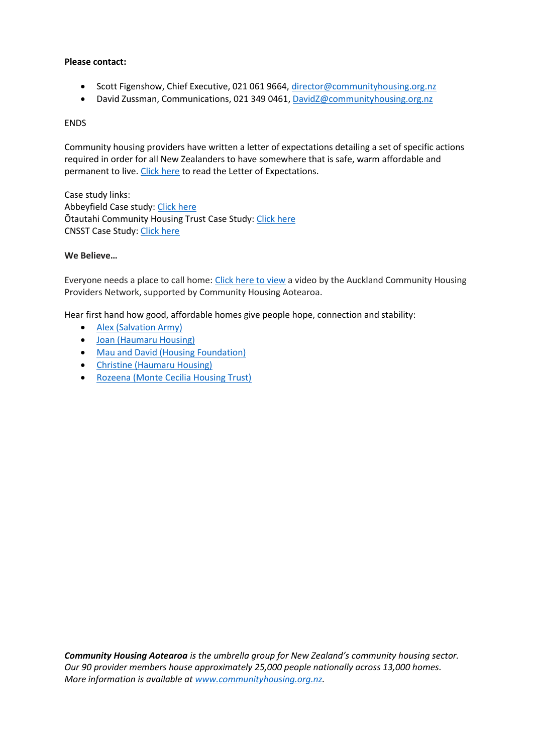**Please contact:**

- Scott Figenshow, Chief Executive, 021 061 9664, director@communityhousing.org.nz
- David Zussman, Communications, 021 349 0461, DavidZ@communityhousing.org.nz

ENDS

Community housing providers have written a letter of expectations detailing a set of specific actions required in order for all New Zealanders to have somewhere that is safe, warm affordable and permanent to live. Click here to read the Letter of Expectations.

Case study links:
Abbeyfield Case study: Click here
Ōtautahi Community Housing Trust Case Study: Click here
CNSST Case Study: Click here

**We Believe…**

Everyone needs a place to call home: Click here to view a video by the Auckland Community Housing Providers Network, supported by Community Housing Aotearoa.

Hear first hand how good, affordable homes give people hope, connection and stability:

- Alex (Salvation Army)
- Joan (Haumaru Housing)
- Mau and David (Housing Foundation)
- Christine (Haumaru Housing)
- Rozeena (Monte Cecilia Housing Trust)

***Community Housing Aotearoa*** *is the umbrella group for New Zealand's community housing sector. Our 90 provider members house approximately 25,000 people nationally across 13,000 homes. More information is available at www.communityhousing.org.nz.*